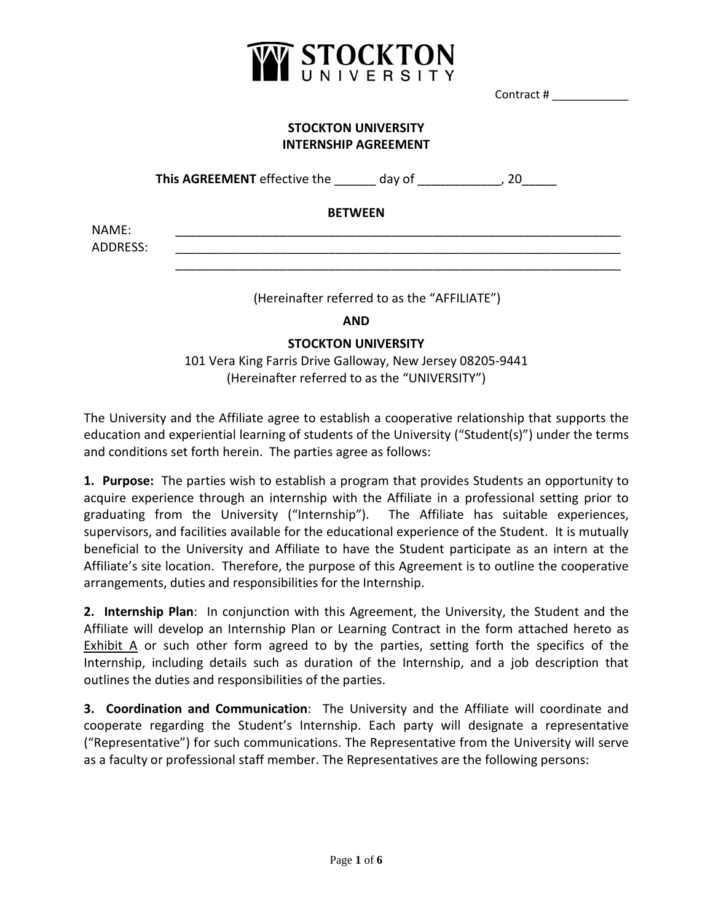# STOCKTON UNIVERSITY

Contract # ___________

**STOCKTON UNIVERSITY**
**INTERNSHIP AGREEMENT**

**This AGREEMENT** effective the ______ day of ____________, 20_____

**BETWEEN**

NAME: ________________________________________________________________

ADDRESS: ________________________________________________________________

________________________________________________________________

(Hereinafter referred to as the "AFFILIATE")

**AND**

**STOCKTON UNIVERSITY**
101 Vera King Farris Drive Galloway, New Jersey 08205-9441
(Hereinafter referred to as the "UNIVERSITY")

The University and the Affiliate agree to establish a cooperative relationship that supports the education and experiential learning of students of the University ("Student(s)") under the terms and conditions set forth herein. The parties agree as follows:

**1. Purpose:** The parties wish to establish a program that provides Students an opportunity to acquire experience through an internship with the Affiliate in a professional setting prior to graduating from the University ("Internship"). The Affiliate has suitable experiences, supervisors, and facilities available for the educational experience of the Student. It is mutually beneficial to the University and Affiliate to have the Student participate as an intern at the Affiliate's site location. Therefore, the purpose of this Agreement is to outline the cooperative arrangements, duties and responsibilities for the Internship.

**2. Internship Plan**: In conjunction with this Agreement, the University, the Student and the Affiliate will develop an Internship Plan or Learning Contract in the form attached hereto as Exhibit A or such other form agreed to by the parties, setting forth the specifics of the Internship, including details such as duration of the Internship, and a job description that outlines the duties and responsibilities of the parties.

**3. Coordination and Communication**: The University and the Affiliate will coordinate and cooperate regarding the Student's Internship. Each party will designate a representative ("Representative") for such communications. The Representative from the University will serve as a faculty or professional staff member. The Representatives are the following persons: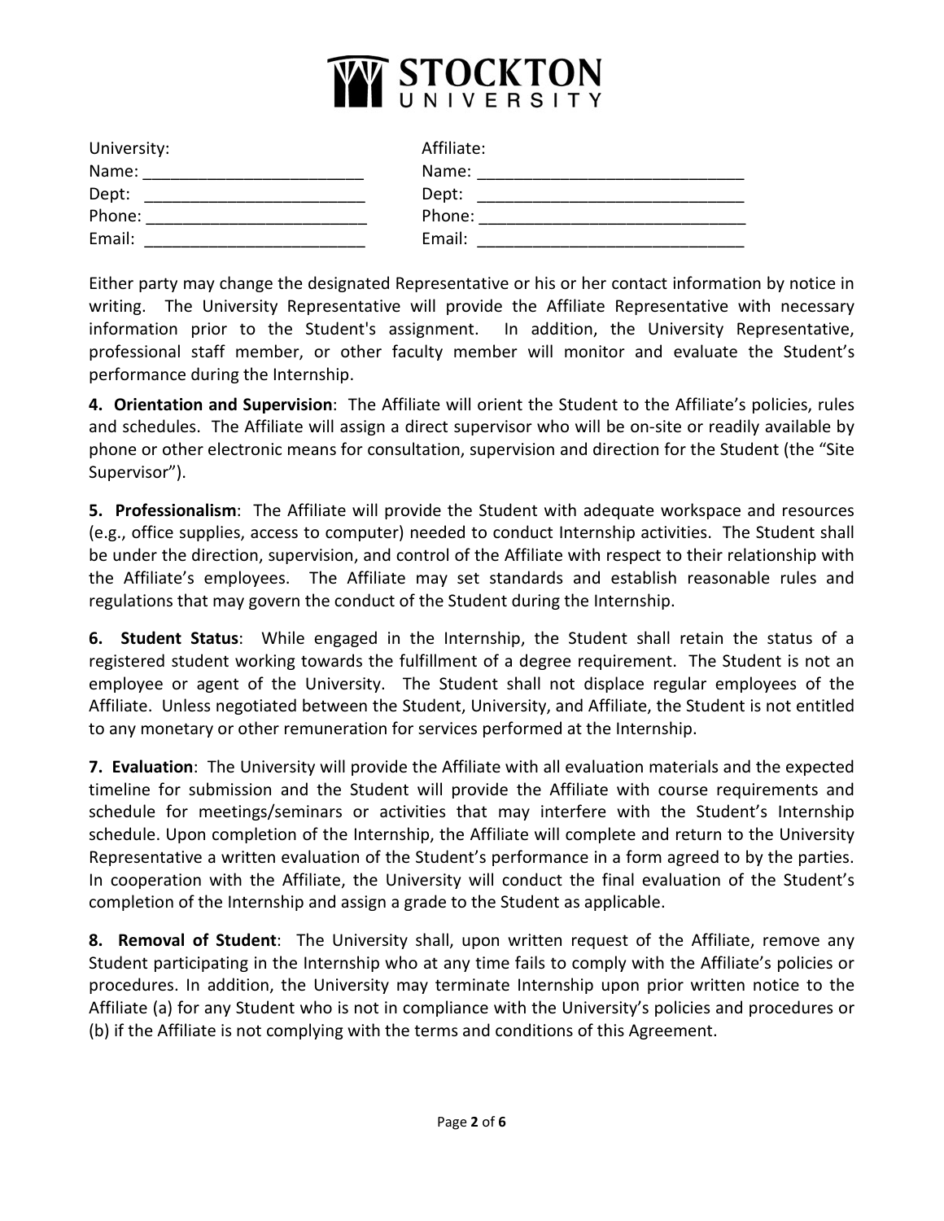STOCKTON UNIVERSITY

| University: | Affiliate: |
| --- | --- |
| Name: ________________________ | Name: _____________________________ |
| Dept: ________________________ | Dept: _____________________________ |
| Phone: ________________________ | Phone: _____________________________ |
| Email: ________________________ | Email: _____________________________ |

Either party may change the designated Representative or his or her contact information by notice in writing. The University Representative will provide the Affiliate Representative with necessary information prior to the Student's assignment. In addition, the University Representative, professional staff member, or other faculty member will monitor and evaluate the Student's performance during the Internship.

**4. Orientation and Supervision**: The Affiliate will orient the Student to the Affiliate's policies, rules and schedules. The Affiliate will assign a direct supervisor who will be on-site or readily available by phone or other electronic means for consultation, supervision and direction for the Student (the "Site Supervisor").

**5. Professionalism**: The Affiliate will provide the Student with adequate workspace and resources (e.g., office supplies, access to computer) needed to conduct Internship activities. The Student shall be under the direction, supervision, and control of the Affiliate with respect to their relationship with the Affiliate's employees. The Affiliate may set standards and establish reasonable rules and regulations that may govern the conduct of the Student during the Internship.

**6. Student Status**: While engaged in the Internship, the Student shall retain the status of a registered student working towards the fulfillment of a degree requirement. The Student is not an employee or agent of the University. The Student shall not displace regular employees of the Affiliate. Unless negotiated between the Student, University, and Affiliate, the Student is not entitled to any monetary or other remuneration for services performed at the Internship.

**7. Evaluation**: The University will provide the Affiliate with all evaluation materials and the expected timeline for submission and the Student will provide the Affiliate with course requirements and schedule for meetings/seminars or activities that may interfere with the Student's Internship schedule. Upon completion of the Internship, the Affiliate will complete and return to the University Representative a written evaluation of the Student's performance in a form agreed to by the parties. In cooperation with the Affiliate, the University will conduct the final evaluation of the Student's completion of the Internship and assign a grade to the Student as applicable.

**8. Removal of Student**: The University shall, upon written request of the Affiliate, remove any Student participating in the Internship who at any time fails to comply with the Affiliate's policies or procedures. In addition, the University may terminate Internship upon prior written notice to the Affiliate (a) for any Student who is not in compliance with the University's policies and procedures or (b) if the Affiliate is not complying with the terms and conditions of this Agreement.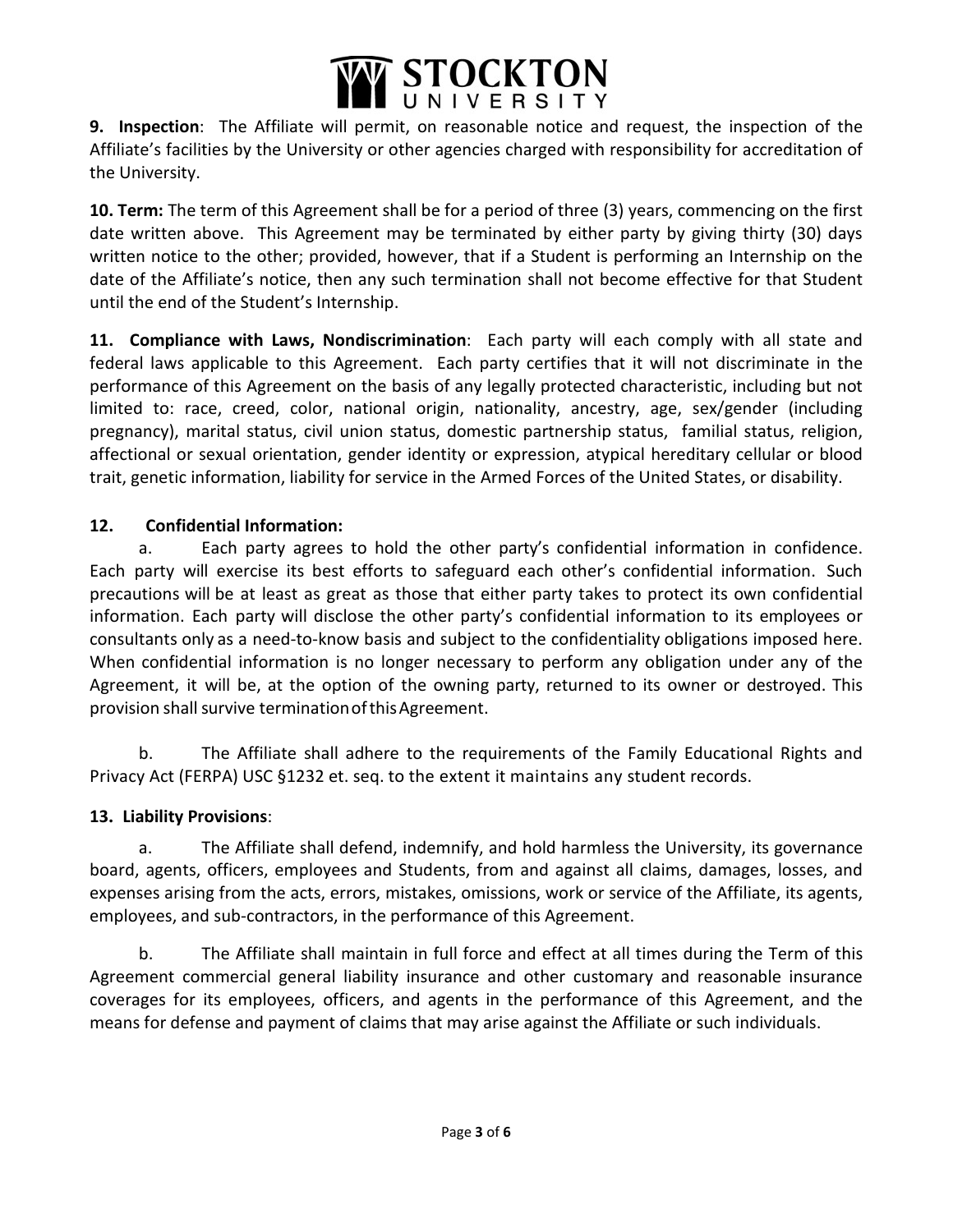**9. Inspection**: The Affiliate will permit, on reasonable notice and request, the inspection of the Affiliate's facilities by the University or other agencies charged with responsibility for accreditation of the University.

**10. Term:** The term of this Agreement shall be for a period of three (3) years, commencing on the first date written above. This Agreement may be terminated by either party by giving thirty (30) days written notice to the other; provided, however, that if a Student is performing an Internship on the date of the Affiliate's notice, then any such termination shall not become effective for that Student until the end of the Student's Internship.

**11. Compliance with Laws, Nondiscrimination**: Each party will each comply with all state and federal laws applicable to this Agreement. Each party certifies that it will not discriminate in the performance of this Agreement on the basis of any legally protected characteristic, including but not limited to: race, creed, color, national origin, nationality, ancestry, age, sex/gender (including pregnancy), marital status, civil union status, domestic partnership status, familial status, religion, affectional or sexual orientation, gender identity or expression, atypical hereditary cellular or blood trait, genetic information, liability for service in the Armed Forces of the United States, or disability.

**12. Confidential Information:**

a. Each party agrees to hold the other party's confidential information in confidence. Each party will exercise its best efforts to safeguard each other's confidential information. Such precautions will be at least as great as those that either party takes to protect its own confidential information. Each party will disclose the other party's confidential information to its employees or consultants only as a need-to-know basis and subject to the confidentiality obligations imposed here. When confidential information is no longer necessary to perform any obligation under any of the Agreement, it will be, at the option of the owning party, returned to its owner or destroyed. This provision shall survive termination of this Agreement.

b. The Affiliate shall adhere to the requirements of the Family Educational Rights and Privacy Act (FERPA) USC §1232 et. seq. to the extent it maintains any student records.

**13. Liability Provisions**:

a. The Affiliate shall defend, indemnify, and hold harmless the University, its governance board, agents, officers, employees and Students, from and against all claims, damages, losses, and expenses arising from the acts, errors, mistakes, omissions, work or service of the Affiliate, its agents, employees, and sub-contractors, in the performance of this Agreement.

b. The Affiliate shall maintain in full force and effect at all times during the Term of this Agreement commercial general liability insurance and other customary and reasonable insurance coverages for its employees, officers, and agents in the performance of this Agreement, and the means for defense and payment of claims that may arise against the Affiliate or such individuals.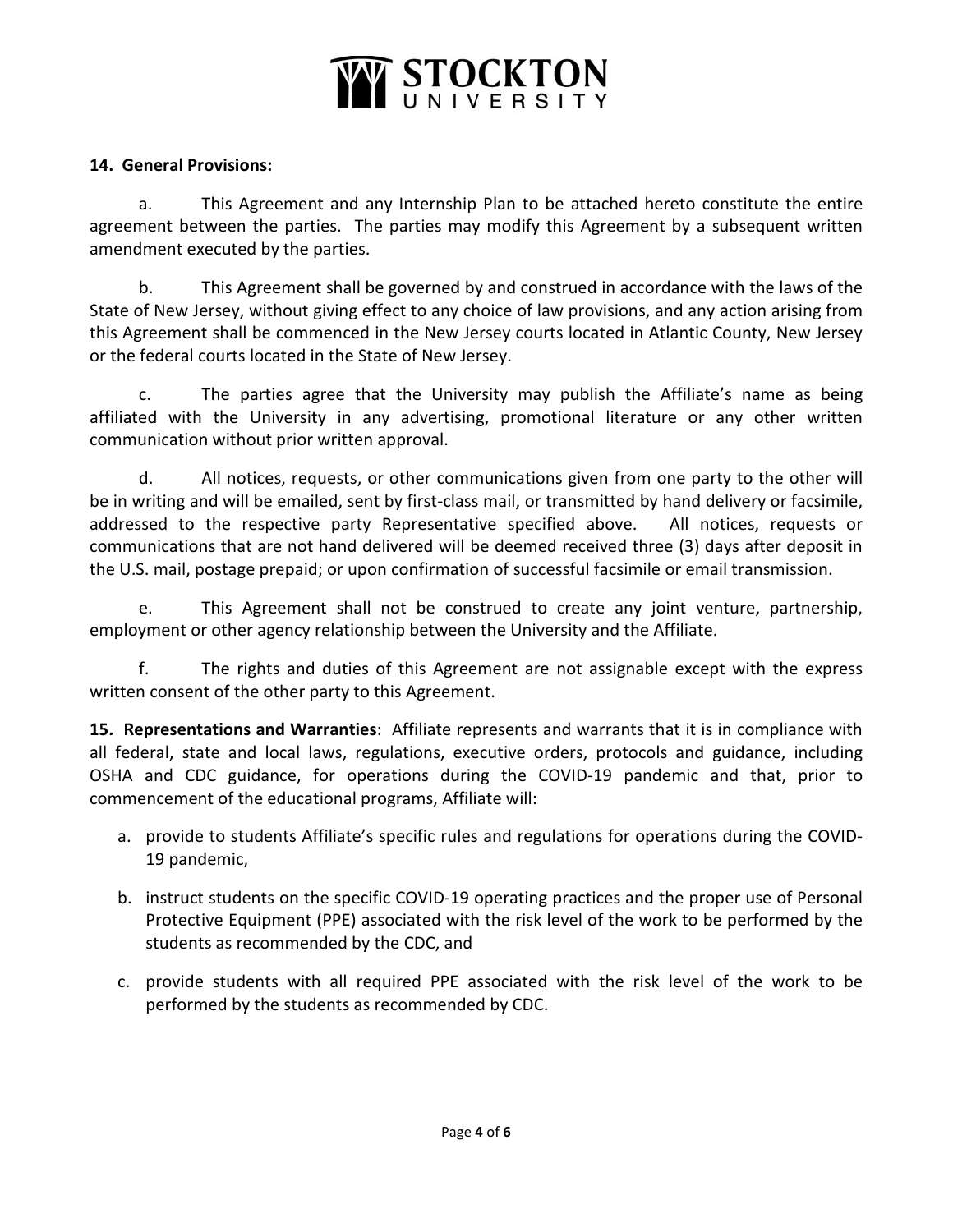**14. General Provisions:**

a. This Agreement and any Internship Plan to be attached hereto constitute the entire agreement between the parties. The parties may modify this Agreement by a subsequent written amendment executed by the parties.

b. This Agreement shall be governed by and construed in accordance with the laws of the State of New Jersey, without giving effect to any choice of law provisions, and any action arising from this Agreement shall be commenced in the New Jersey courts located in Atlantic County, New Jersey or the federal courts located in the State of New Jersey.

c. The parties agree that the University may publish the Affiliate's name as being affiliated with the University in any advertising, promotional literature or any other written communication without prior written approval.

d. All notices, requests, or other communications given from one party to the other will be in writing and will be emailed, sent by first-class mail, or transmitted by hand delivery or facsimile, addressed to the respective party Representative specified above. All notices, requests or communications that are not hand delivered will be deemed received three (3) days after deposit in the U.S. mail, postage prepaid; or upon confirmation of successful facsimile or email transmission.

e. This Agreement shall not be construed to create any joint venture, partnership, employment or other agency relationship between the University and the Affiliate.

f. The rights and duties of this Agreement are not assignable except with the express written consent of the other party to this Agreement.

**15. Representations and Warranties**: Affiliate represents and warrants that it is in compliance with all federal, state and local laws, regulations, executive orders, protocols and guidance, including OSHA and CDC guidance, for operations during the COVID-19 pandemic and that, prior to commencement of the educational programs, Affiliate will:

a. provide to students Affiliate's specific rules and regulations for operations during the COVID-19 pandemic,

b. instruct students on the specific COVID-19 operating practices and the proper use of Personal Protective Equipment (PPE) associated with the risk level of the work to be performed by the students as recommended by the CDC, and

c. provide students with all required PPE associated with the risk level of the work to be performed by the students as recommended by CDC.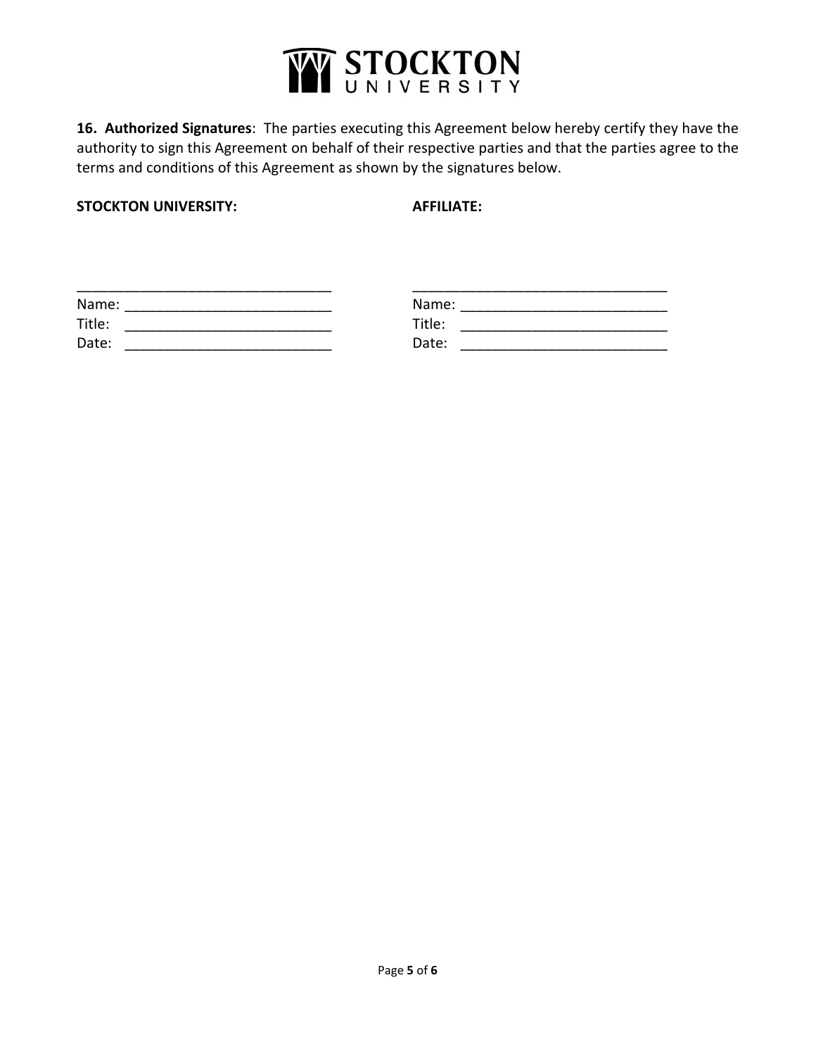**16. Authorized Signatures**: The parties executing this Agreement below hereby certify they have the authority to sign this Agreement on behalf of their respective parties and that the parties agree to the terms and conditions of this Agreement as shown by the signatures below.

| **STOCKTON UNIVERSITY:** | **AFFILIATE:** |
|---|---|
| ______________________________ | ______________________________ |
| Name: __________________________ | Name: __________________________ |
| Title: __________________________ | Title: __________________________ |
| Date: __________________________ | Date: __________________________ |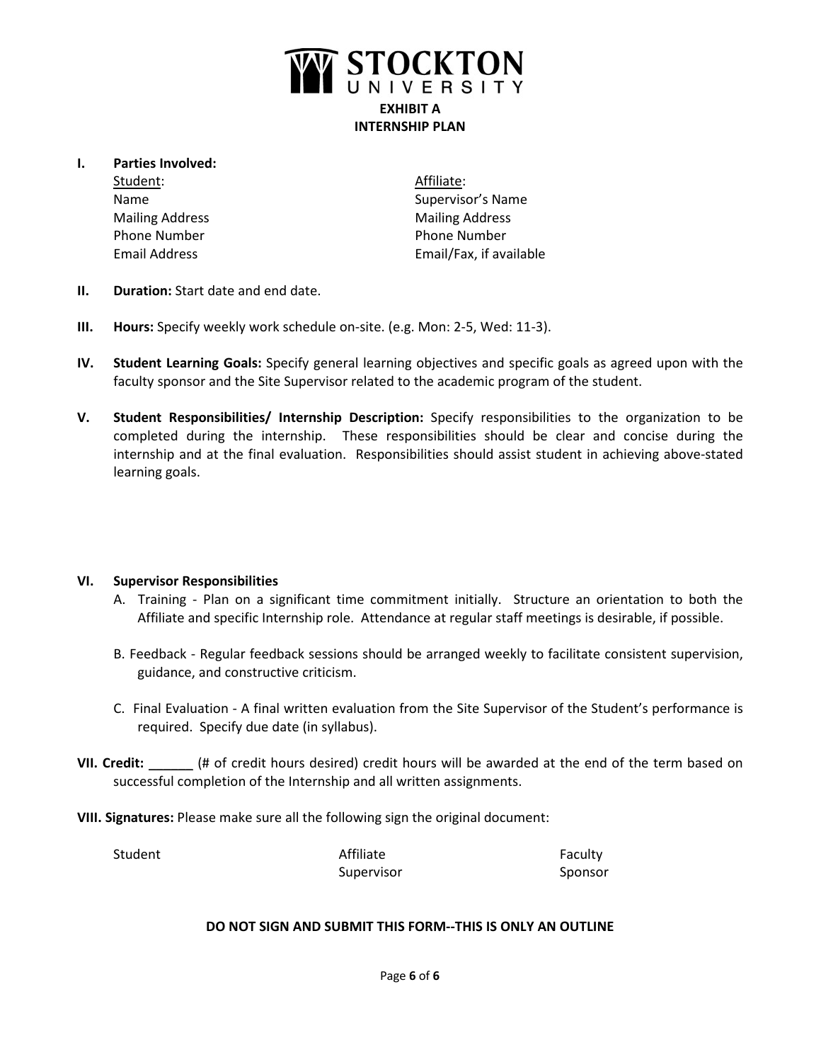# STOCKTON UNIVERSITY

## EXHIBIT A
## INTERNSHIP PLAN

**I. Parties Involved:**

<u>Student</u>:
Name
Mailing Address
Phone Number
Email Address

<u>Affiliate</u>:
Supervisor's Name
Mailing Address
Phone Number
Email/Fax, if available

**II. Duration:** Start date and end date.

**III. Hours:** Specify weekly work schedule on-site. (e.g. Mon: 2-5, Wed: 11-3).

**IV. Student Learning Goals:** Specify general learning objectives and specific goals as agreed upon with the faculty sponsor and the Site Supervisor related to the academic program of the student.

**V. Student Responsibilities/ Internship Description:** Specify responsibilities to the organization to be completed during the internship. These responsibilities should be clear and concise during the internship and at the final evaluation. Responsibilities should assist student in achieving above-stated learning goals.

**VI. Supervisor Responsibilities**

A. Training - Plan on a significant time commitment initially. Structure an orientation to both the Affiliate and specific Internship role. Attendance at regular staff meetings is desirable, if possible.

B. Feedback - Regular feedback sessions should be arranged weekly to facilitate consistent supervision, guidance, and constructive criticism.

C. Final Evaluation - A final written evaluation from the Site Supervisor of the Student's performance is required. Specify due date (in syllabus).

**VII. Credit:** ______ (# of credit hours desired) credit hours will be awarded at the end of the term based on successful completion of the Internship and all written assignments.

**VIII. Signatures:** Please make sure all the following sign the original document:

Student

Affiliate Supervisor

Faculty Sponsor

**DO NOT SIGN AND SUBMIT THIS FORM--THIS IS ONLY AN OUTLINE**